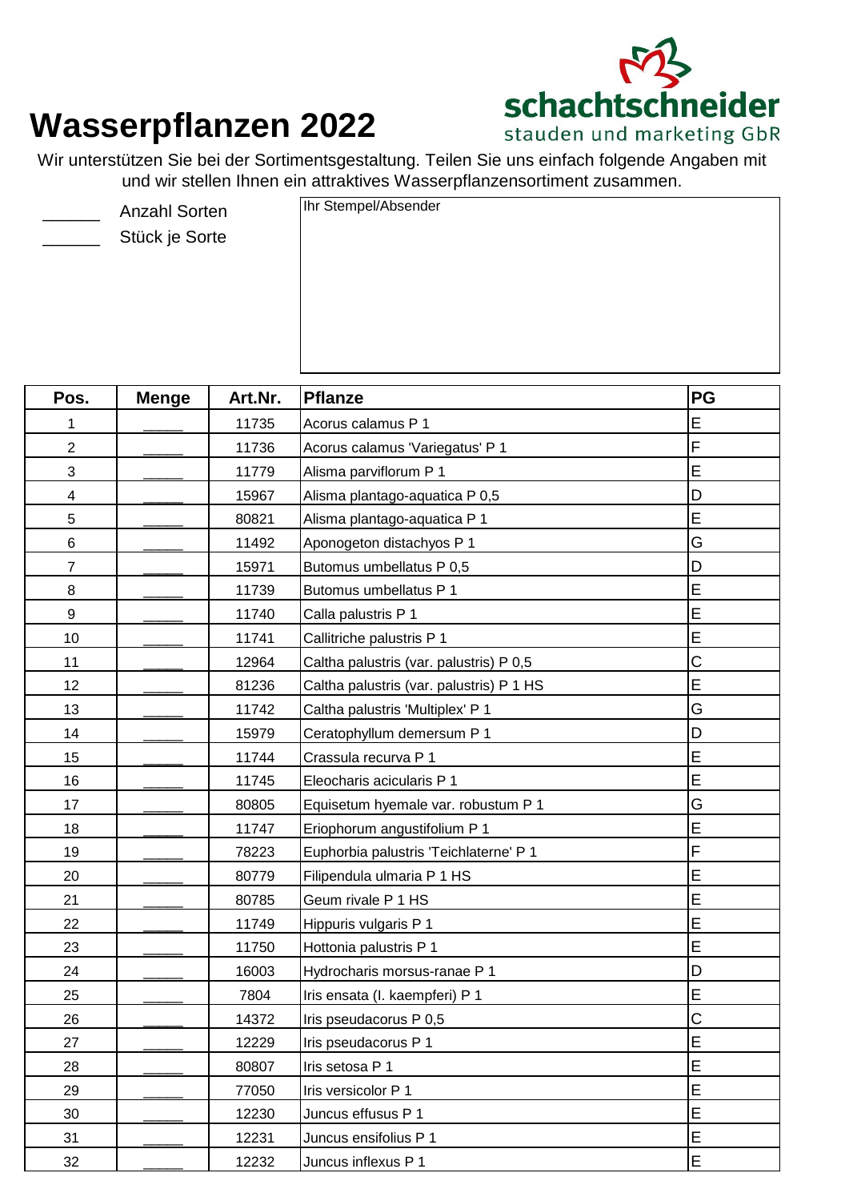# Wasserpflanzen 2022

**schachtschneider**
stauden und marketing GbR

Wir unterstützen Sie bei der Sortimentsgestaltung. Teilen Sie uns einfach folgende Angaben mit und wir stellen Ihnen ein attraktives Wasserpflanzensortiment zusammen.

______ Anzahl Sorten
______ Stück je Sorte

Ihr Stempel/Absender

| Pos. | Menge | Art.Nr. | Pflanze | PG |
|---|---|---|---|---|
| 1 | _____ | 11735 | Acorus calamus P 1 | E |
| 2 | _____ | 11736 | Acorus calamus 'Variegatus' P 1 | F |
| 3 | _____ | 11779 | Alisma parviflorum P 1 | E |
| 4 | _____ | 15967 | Alisma plantago-aquatica P 0,5 | D |
| 5 | _____ | 80821 | Alisma plantago-aquatica P 1 | E |
| 6 | _____ | 11492 | Aponogeton distachyos P 1 | G |
| 7 | _____ | 15971 | Butomus umbellatus P 0,5 | D |
| 8 | _____ | 11739 | Butomus umbellatus P 1 | E |
| 9 | _____ | 11740 | Calla palustris P 1 | E |
| 10 | _____ | 11741 | Callitriche palustris P 1 | E |
| 11 | _____ | 12964 | Caltha palustris (var. palustris) P 0,5 | C |
| 12 | _____ | 81236 | Caltha palustris (var. palustris) P 1 HS | E |
| 13 | _____ | 11742 | Caltha palustris 'Multiplex' P 1 | G |
| 14 | _____ | 15979 | Ceratophyllum demersum P 1 | D |
| 15 | _____ | 11744 | Crassula recurva P 1 | E |
| 16 | _____ | 11745 | Eleocharis acicularis P 1 | E |
| 17 | _____ | 80805 | Equisetum hyemale var. robustum P 1 | G |
| 18 | _____ | 11747 | Eriophorum angustifolium P 1 | E |
| 19 | _____ | 78223 | Euphorbia palustris 'Teichlaterne' P 1 | F |
| 20 | _____ | 80779 | Filipendula ulmaria P 1 HS | E |
| 21 | _____ | 80785 | Geum rivale P 1 HS | E |
| 22 | _____ | 11749 | Hippuris vulgaris P 1 | E |
| 23 | _____ | 11750 | Hottonia palustris P 1 | E |
| 24 | _____ | 16003 | Hydrocharis morsus-ranae P 1 | D |
| 25 | _____ | 7804 | Iris ensata (I. kaempferi) P 1 | E |
| 26 | _____ | 14372 | Iris pseudacorus P 0,5 | C |
| 27 | _____ | 12229 | Iris pseudacorus P 1 | E |
| 28 | _____ | 80807 | Iris setosa P 1 | E |
| 29 | _____ | 77050 | Iris versicolor P 1 | E |
| 30 | _____ | 12230 | Juncus effusus P 1 | E |
| 31 | _____ | 12231 | Juncus ensifolius P 1 | E |
| 32 | _____ | 12232 | Juncus inflexus P 1 | E |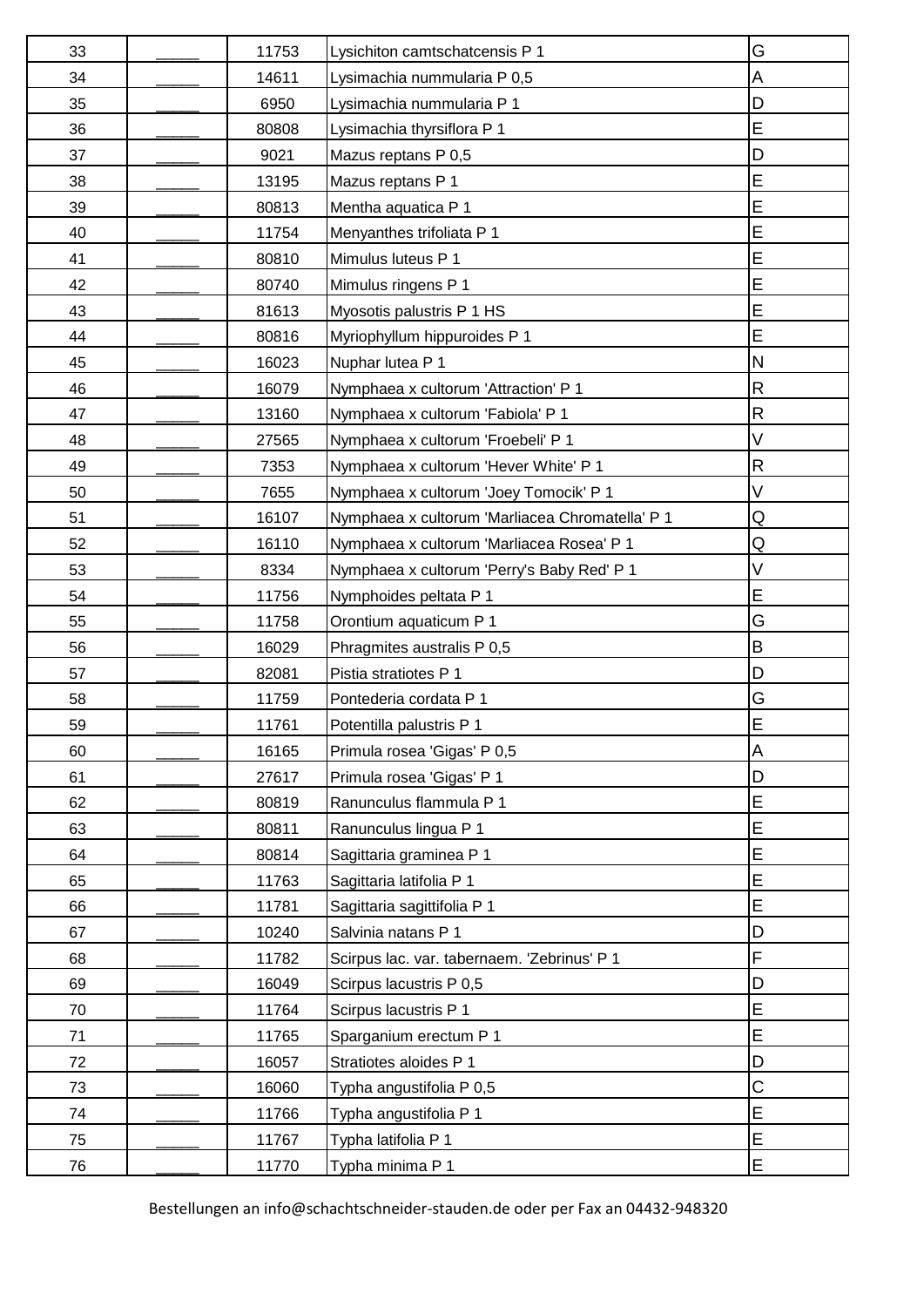| | | | | |
|---|---|---|---|---|
| 33 | _____ | 11753 | Lysichiton camtschatcensis P 1 | G |
| 34 | _____ | 14611 | Lysimachia nummularia P 0,5 | A |
| 35 | _____ | 6950 | Lysimachia nummularia P 1 | D |
| 36 | _____ | 80808 | Lysimachia thyrsiflora P 1 | E |
| 37 | _____ | 9021 | Mazus reptans P 0,5 | D |
| 38 | _____ | 13195 | Mazus reptans P 1 | E |
| 39 | _____ | 80813 | Mentha aquatica P 1 | E |
| 40 | _____ | 11754 | Menyanthes trifoliata P 1 | E |
| 41 | _____ | 80810 | Mimulus luteus P 1 | E |
| 42 | _____ | 80740 | Mimulus ringens P 1 | E |
| 43 | _____ | 81613 | Myosotis palustris P 1 HS | E |
| 44 | _____ | 80816 | Myriophyllum hippuroides P 1 | E |
| 45 | _____ | 16023 | Nuphar lutea P 1 | N |
| 46 | _____ | 16079 | Nymphaea x cultorum 'Attraction' P 1 | R |
| 47 | _____ | 13160 | Nymphaea x cultorum 'Fabiola' P 1 | R |
| 48 | _____ | 27565 | Nymphaea x cultorum 'Froebeli' P 1 | V |
| 49 | _____ | 7353 | Nymphaea x cultorum 'Hever White' P 1 | R |
| 50 | _____ | 7655 | Nymphaea x cultorum 'Joey Tomocik' P 1 | V |
| 51 | _____ | 16107 | Nymphaea x cultorum 'Marliacea Chromatella' P 1 | Q |
| 52 | _____ | 16110 | Nymphaea x cultorum 'Marliacea Rosea' P 1 | Q |
| 53 | _____ | 8334 | Nymphaea x cultorum 'Perry's Baby Red' P 1 | V |
| 54 | _____ | 11756 | Nymphoides peltata P 1 | E |
| 55 | _____ | 11758 | Orontium aquaticum P 1 | G |
| 56 | _____ | 16029 | Phragmites australis P 0,5 | B |
| 57 | _____ | 82081 | Pistia stratiotes P 1 | D |
| 58 | _____ | 11759 | Pontederia cordata P 1 | G |
| 59 | _____ | 11761 | Potentilla palustris P 1 | E |
| 60 | _____ | 16165 | Primula rosea 'Gigas' P 0,5 | A |
| 61 | _____ | 27617 | Primula rosea 'Gigas' P 1 | D |
| 62 | _____ | 80819 | Ranunculus flammula P 1 | E |
| 63 | _____ | 80811 | Ranunculus lingua P 1 | E |
| 64 | _____ | 80814 | Sagittaria graminea P 1 | E |
| 65 | _____ | 11763 | Sagittaria latifolia P 1 | E |
| 66 | _____ | 11781 | Sagittaria sagittifolia P 1 | E |
| 67 | _____ | 10240 | Salvinia natans P 1 | D |
| 68 | _____ | 11782 | Scirpus lac. var. tabernaem. 'Zebrinus' P 1 | F |
| 69 | _____ | 16049 | Scirpus lacustris P 0,5 | D |
| 70 | _____ | 11764 | Scirpus lacustris P 1 | E |
| 71 | _____ | 11765 | Sparganium erectum P 1 | E |
| 72 | _____ | 16057 | Stratiotes aloides P 1 | D |
| 73 | _____ | 16060 | Typha angustifolia P 0,5 | C |
| 74 | _____ | 11766 | Typha angustifolia P 1 | E |
| 75 | _____ | 11767 | Typha latifolia P 1 | E |
| 76 | _____ | 11770 | Typha minima P 1 | E |

Bestellungen an info@schachtschneider-stauden.de oder per Fax an 04432-948320